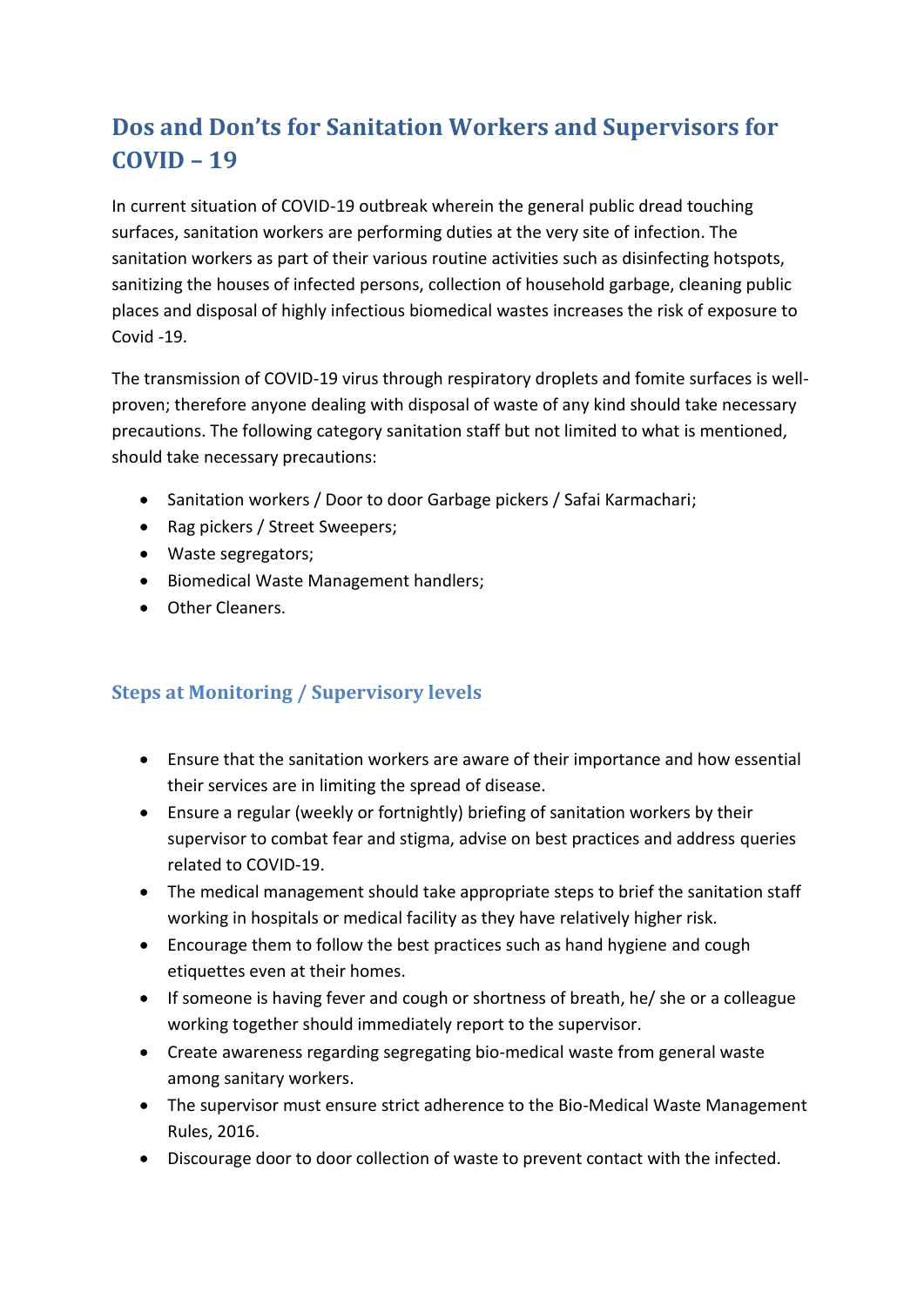# Dos and Don'ts for Sanitation Workers and Supervisors for COVID – 19

In current situation of COVID-19 outbreak wherein the general public dread touching surfaces, sanitation workers are performing duties at the very site of infection. The sanitation workers as part of their various routine activities such as disinfecting hotspots, sanitizing the houses of infected persons, collection of household garbage, cleaning public places and disposal of highly infectious biomedical wastes increases the risk of exposure to Covid -19.

The transmission of COVID-19 virus through respiratory droplets and fomite surfaces is well-proven; therefore anyone dealing with disposal of waste of any kind should take necessary precautions. The following category sanitation staff but not limited to what is mentioned, should take necessary precautions:

- Sanitation workers / Door to door Garbage pickers / Safai Karmachari;
- Rag pickers / Street Sweepers;
- Waste segregators;
- Biomedical Waste Management handlers;
- Other Cleaners.

## Steps at Monitoring / Supervisory levels

- Ensure that the sanitation workers are aware of their importance and how essential their services are in limiting the spread of disease.
- Ensure a regular (weekly or fortnightly) briefing of sanitation workers by their supervisor to combat fear and stigma, advise on best practices and address queries related to COVID-19.
- The medical management should take appropriate steps to brief the sanitation staff working in hospitals or medical facility as they have relatively higher risk.
- Encourage them to follow the best practices such as hand hygiene and cough etiquettes even at their homes.
- If someone is having fever and cough or shortness of breath, he/ she or a colleague working together should immediately report to the supervisor.
- Create awareness regarding segregating bio-medical waste from general waste among sanitary workers.
- The supervisor must ensure strict adherence to the Bio-Medical Waste Management Rules, 2016.
- Discourage door to door collection of waste to prevent contact with the infected.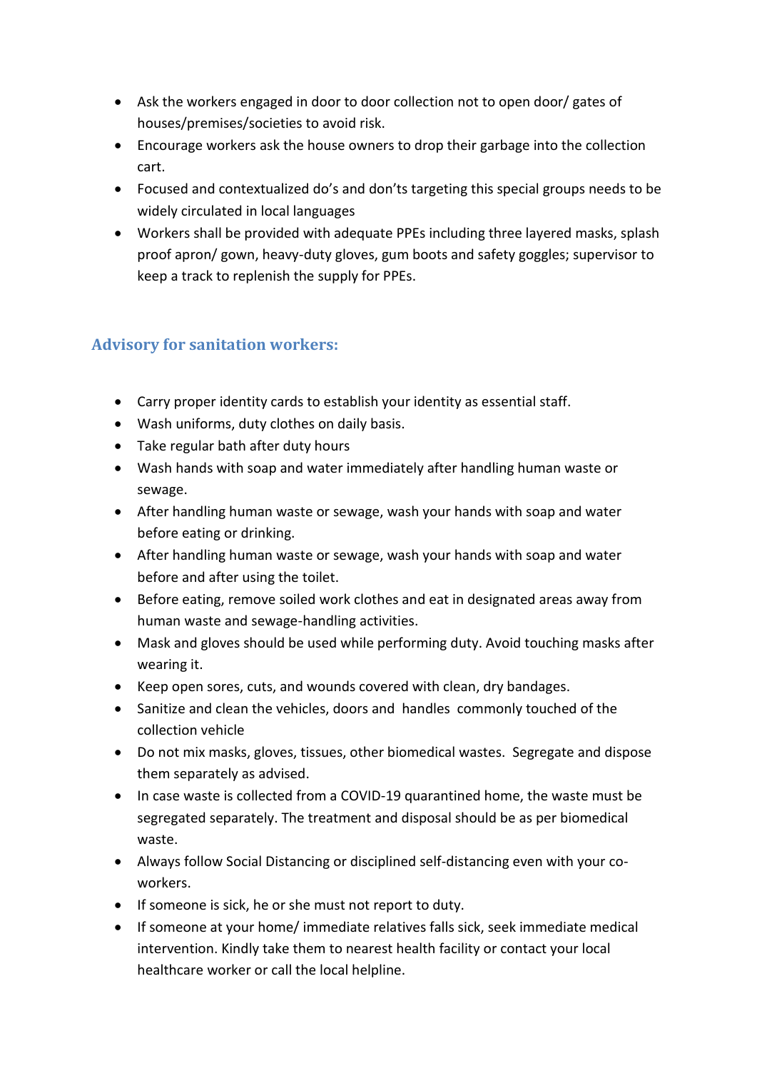- Ask the workers engaged in door to door collection not to open door/ gates of houses/premises/societies to avoid risk.
- Encourage workers ask the house owners to drop their garbage into the collection cart.
- Focused and contextualized do's and don'ts targeting this special groups needs to be widely circulated in local languages
- Workers shall be provided with adequate PPEs including three layered masks, splash proof apron/ gown, heavy-duty gloves, gum boots and safety goggles; supervisor to keep a track to replenish the supply for PPEs.

## Advisory for sanitation workers:

- Carry proper identity cards to establish your identity as essential staff.
- Wash uniforms, duty clothes on daily basis.
- Take regular bath after duty hours
- Wash hands with soap and water immediately after handling human waste or sewage.
- After handling human waste or sewage, wash your hands with soap and water before eating or drinking.
- After handling human waste or sewage, wash your hands with soap and water before and after using the toilet.
- Before eating, remove soiled work clothes and eat in designated areas away from human waste and sewage-handling activities.
- Mask and gloves should be used while performing duty. Avoid touching masks after wearing it.
- Keep open sores, cuts, and wounds covered with clean, dry bandages.
- Sanitize and clean the vehicles, doors and handles commonly touched of the collection vehicle
- Do not mix masks, gloves, tissues, other biomedical wastes. Segregate and dispose them separately as advised.
- In case waste is collected from a COVID-19 quarantined home, the waste must be segregated separately. The treatment and disposal should be as per biomedical waste.
- Always follow Social Distancing or disciplined self-distancing even with your co-workers.
- If someone is sick, he or she must not report to duty.
- If someone at your home/ immediate relatives falls sick, seek immediate medical intervention. Kindly take them to nearest health facility or contact your local healthcare worker or call the local helpline.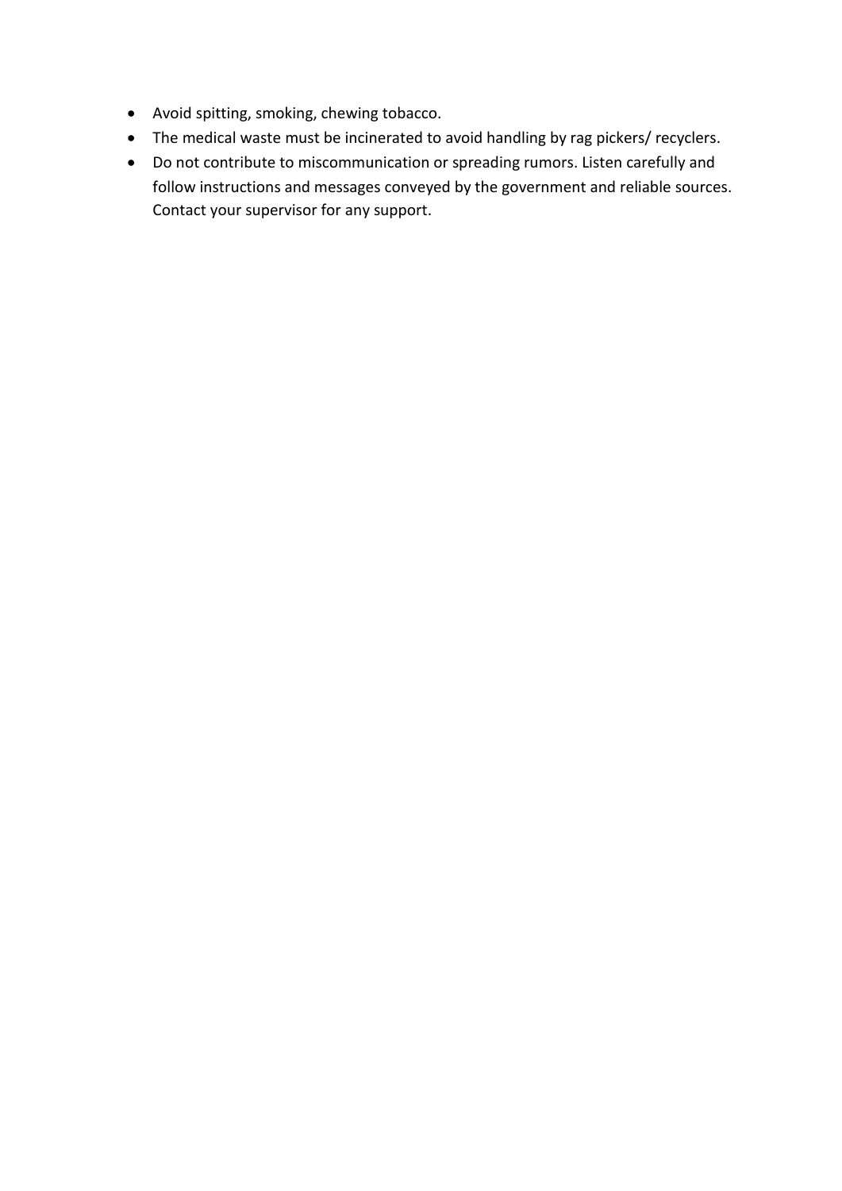- Avoid spitting, smoking, chewing tobacco.
- The medical waste must be incinerated to avoid handling by rag pickers/ recyclers.
- Do not contribute to miscommunication or spreading rumors. Listen carefully and follow instructions and messages conveyed by the government and reliable sources. Contact your supervisor for any support.